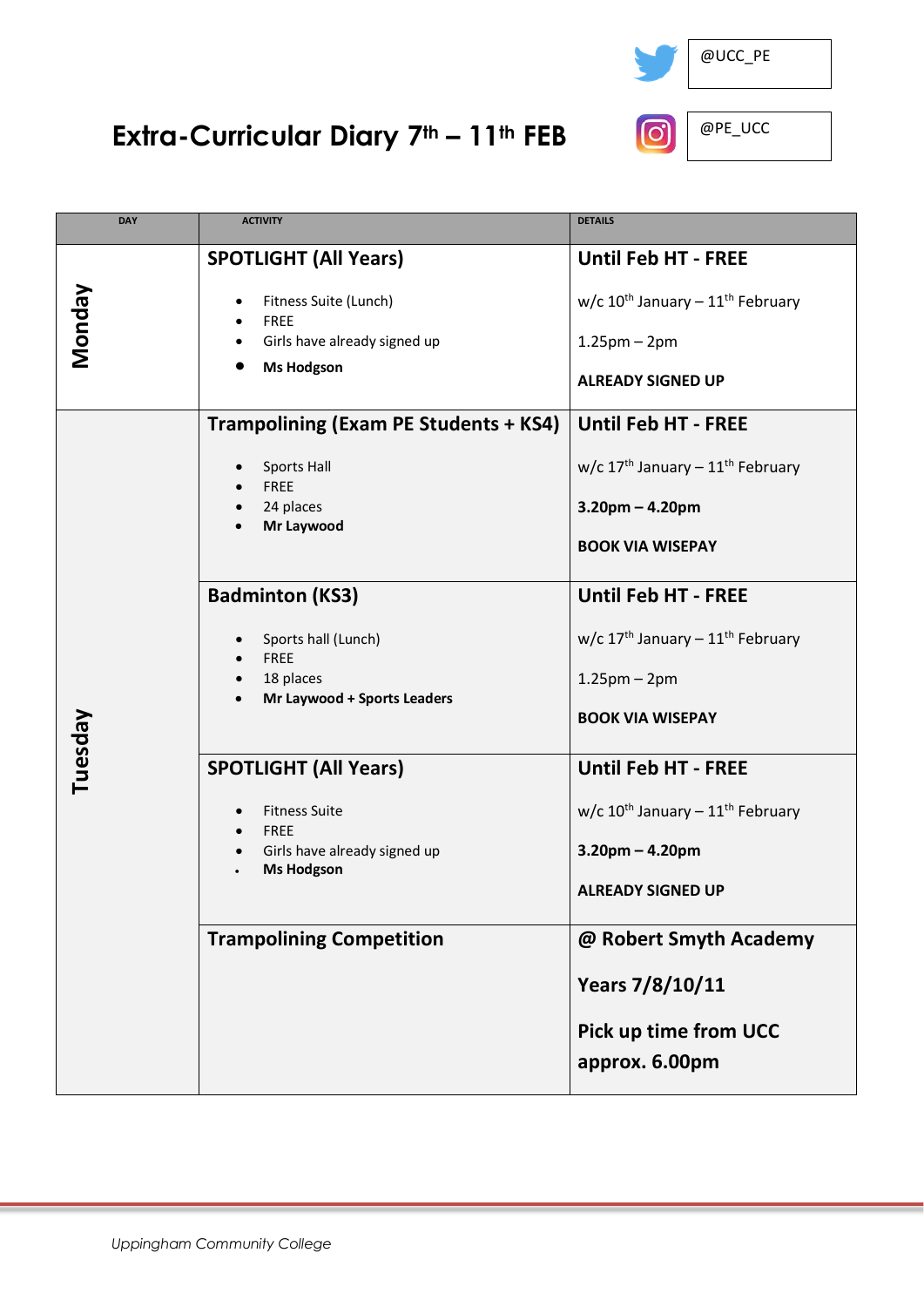@UCC_PE

@PE_UCC

# Extra-Curricular Diary 7th – 11th FEB

| DAY | ACTIVITY | DETAILS |
|---|---|---|
| Monday | **SPOTLIGHT (All Years)**<br>• Fitness Suite (Lunch)<br>• FREE<br>• Girls have already signed up<br>• **Ms Hodgson** | **Until Feb HT - FREE**<br>w/c 10th January – 11th February<br>1.25pm – 2pm<br>**ALREADY SIGNED UP** |
| Tuesday | **Trampolining (Exam PE Students + KS4)**<br>• Sports Hall<br>• FREE<br>• 24 places<br>• **Mr Laywood** | **Until Feb HT - FREE**<br>w/c 17th January – 11th February<br>**3.20pm – 4.20pm**<br>**BOOK VIA WISEPAY** |
| | **Badminton (KS3)**<br>• Sports hall (Lunch)<br>• FREE<br>• 18 places<br>• **Mr Laywood + Sports Leaders** | **Until Feb HT - FREE**<br>w/c 17th January – 11th February<br>1.25pm – 2pm<br>**BOOK VIA WISEPAY** |
| | **SPOTLIGHT (All Years)**<br>• Fitness Suite<br>• FREE<br>• Girls have already signed up<br>• **Ms Hodgson** | **Until Feb HT - FREE**<br>w/c 10th January – 11th February<br>**3.20pm – 4.20pm**<br>**ALREADY SIGNED UP** |
| | **Trampolining Competition** | **@ Robert Smyth Academy**<br>**Years 7/8/10/11**<br>**Pick up time from UCC approx. 6.00pm** |

*Uppingham Community College*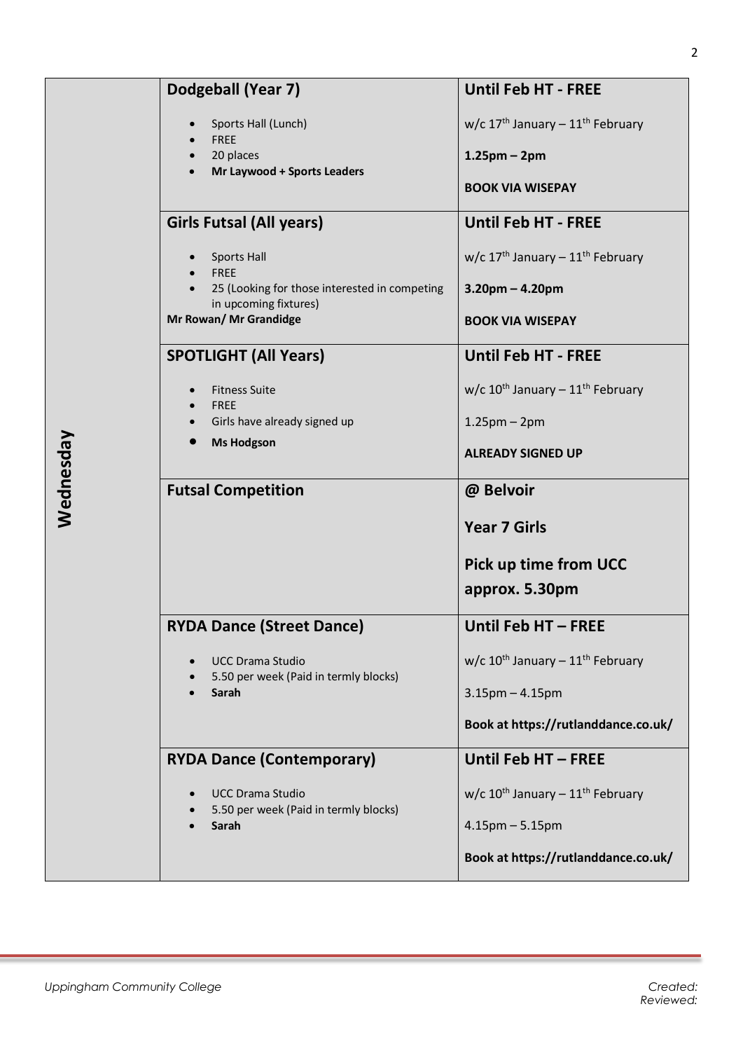| Day | Activity | Details |
| --- | --- | --- |
| Wednesday | **Dodgeball (Year 7)**<br>• Sports Hall (Lunch)<br>• FREE<br>• 20 places<br>• **Mr Laywood + Sports Leaders** | **Until Feb HT - FREE**<br>w/c 17th January – 11th February<br>**1.25pm – 2pm**<br>**BOOK VIA WISEPAY** |
| | **Girls Futsal (All years)**<br>• Sports Hall<br>• FREE<br>• 25 (Looking for those interested in competing in upcoming fixtures)<br>**Mr Rowan/ Mr Grandidge** | **Until Feb HT - FREE**<br>w/c 17th January – 11th February<br>**3.20pm – 4.20pm**<br>**BOOK VIA WISEPAY** |
| | **SPOTLIGHT (All Years)**<br>• Fitness Suite<br>• FREE<br>• Girls have already signed up<br>• **Ms Hodgson** | **Until Feb HT - FREE**<br>w/c 10th January – 11th February<br>1.25pm – 2pm<br>**ALREADY SIGNED UP** |
| | **Futsal Competition** | **@ Belvoir**<br>**Year 7 Girls**<br>**Pick up time from UCC approx. 5.30pm** |
| | **RYDA Dance (Street Dance)**<br>• UCC Drama Studio<br>• 5.50 per week (Paid in termly blocks)<br>• **Sarah** | **Until Feb HT – FREE**<br>w/c 10th January – 11th February<br>3.15pm – 4.15pm<br>**Book at https://rutlanddance.co.uk/** |
| | **RYDA Dance (Contemporary)**<br>• UCC Drama Studio<br>• 5.50 per week (Paid in termly blocks)<br>• **Sarah** | **Until Feb HT – FREE**<br>w/c 10th January – 11th February<br>4.15pm – 5.15pm<br>**Book at https://rutlanddance.co.uk/** |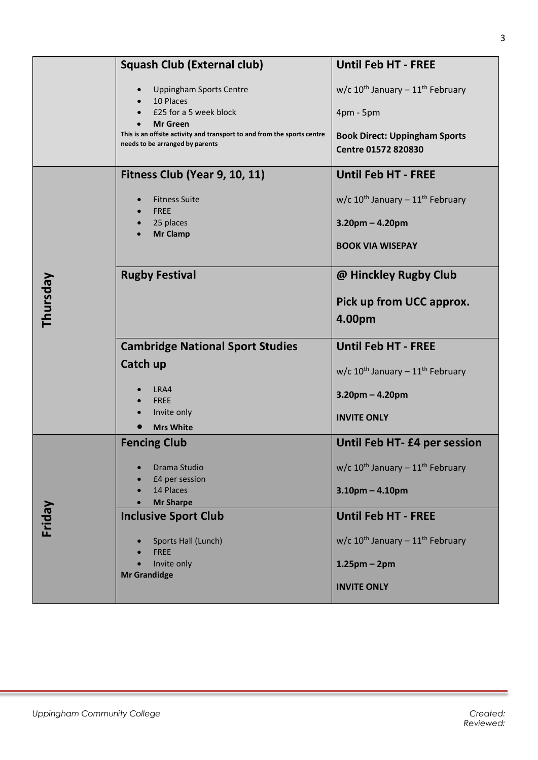| | | |
|---|---|---|
| | **Squash Club (External club)**<br><br>• Uppingham Sports Centre<br>• 10 Places<br>• £25 for a 5 week block<br>• **Mr Green**<br>**This is an offsite activity and transport to and from the sports centre needs to be arranged by parents** | **Until Feb HT - FREE**<br><br>w/c 10th January – 11th February<br><br>4pm - 5pm<br><br>**Book Direct: Uppingham Sports Centre 01572 820830** |
| **Thursday** | **Fitness Club (Year 9, 10, 11)**<br><br>• Fitness Suite<br>• FREE<br>• 25 places<br>• **Mr Clamp** | **Until Feb HT - FREE**<br><br>w/c 10th January – 11th February<br><br>**3.20pm – 4.20pm**<br><br>**BOOK VIA WISEPAY** |
| | **Rugby Festival** | **@ Hinckley Rugby Club**<br><br>**Pick up from UCC approx. 4.00pm** |
| | **Cambridge National Sport Studies Catch up**<br><br>• LRA4<br>• FREE<br>• Invite only<br>• **Mrs White** | **Until Feb HT - FREE**<br><br>w/c 10th January – 11th February<br><br>**3.20pm – 4.20pm**<br><br>**INVITE ONLY** |
| **Friday** | **Fencing Club**<br><br>• Drama Studio<br>• £4 per session<br>• 14 Places<br>• **Mr Sharpe** | **Until Feb HT- £4 per session**<br><br>w/c 10th January – 11th February<br><br>**3.10pm – 4.10pm** |
| | **Inclusive Sport Club**<br><br>• Sports Hall (Lunch)<br>• FREE<br>• Invite only<br>**Mr Grandidge** | **Until Feb HT - FREE**<br><br>w/c 10th January – 11th February<br><br>**1.25pm – 2pm**<br><br>**INVITE ONLY** |